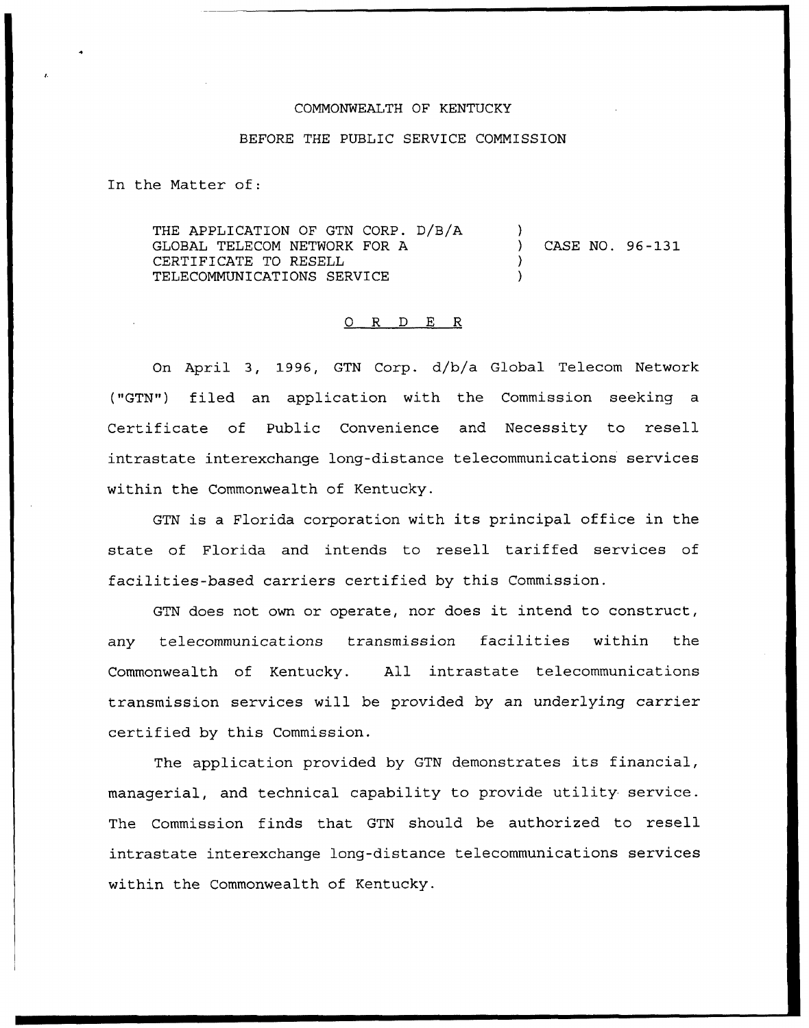COMMONWEALTH OF KENTUCKY

BEFORE THE PUBLIC SERVICE COMMISSION

In the Matter of:

| | | |
|---|---|---|
| THE APPLICATION OF GTN CORP. D/B/A GLOBAL TELECOM NETWORK FOR A CERTIFICATE TO RESELL TELECOMMUNICATIONS SERVICE | ) ) ) ) | CASE NO. 96-131 |

O R D E R

On April 3, 1996, GTN Corp. d/b/a Global Telecom Network ("GTN") filed an application with the Commission seeking a Certificate of Public Convenience and Necessity to resell intrastate interexchange long-distance telecommunications services within the Commonwealth of Kentucky.

GTN is a Florida corporation with its principal office in the state of Florida and intends to resell tariffed services of facilities-based carriers certified by this Commission.

GTN does not own or operate, nor does it intend to construct, any telecommunications transmission facilities within the Commonwealth of Kentucky. All intrastate telecommunications transmission services will be provided by an underlying carrier certified by this Commission.

The application provided by GTN demonstrates its financial, managerial, and technical capability to provide utility service. The Commission finds that GTN should be authorized to resell intrastate interexchange long-distance telecommunications services within the Commonwealth of Kentucky.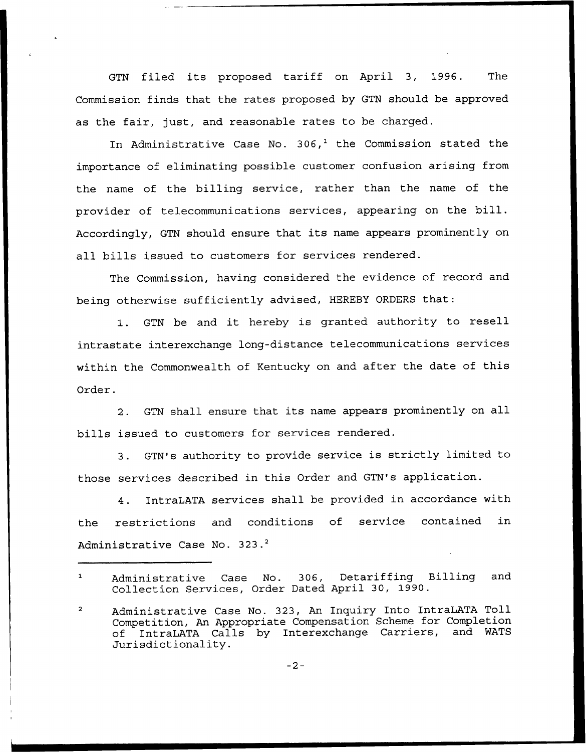GTN filed its proposed tariff on April 3, 1996. The Commission finds that the rates proposed by GTN should be approved as the fair, just, and reasonable rates to be charged.

In Administrative Case No. 306,[1] the Commission stated the importance of eliminating possible customer confusion arising from the name of the billing service, rather than the name of the provider of telecommunications services, appearing on the bill. Accordingly, GTN should ensure that its name appears prominently on all bills issued to customers for services rendered.

The Commission, having considered the evidence of record and being otherwise sufficiently advised, HEREBY ORDERS that:

1. GTN be and it hereby is granted authority to resell intrastate interexchange long-distance telecommunications services within the Commonwealth of Kentucky on and after the date of this Order.

2. GTN shall ensure that its name appears prominently on all bills issued to customers for services rendered.

3. GTN's authority to provide service is strictly limited to those services described in this Order and GTN's application.

4. IntraLATA services shall be provided in accordance with the restrictions and conditions of service contained in Administrative Case No. 323.[2]

---

[1] Administrative Case No. 306, Detariffing Billing and Collection Services, Order Dated April 30, 1990.

[2] Administrative Case No. 323, An Inquiry Into IntraLATA Toll Competition, An Appropriate Compensation Scheme for Completion of IntraLATA Calls by Interexchange Carriers, and WATS Jurisdictionality.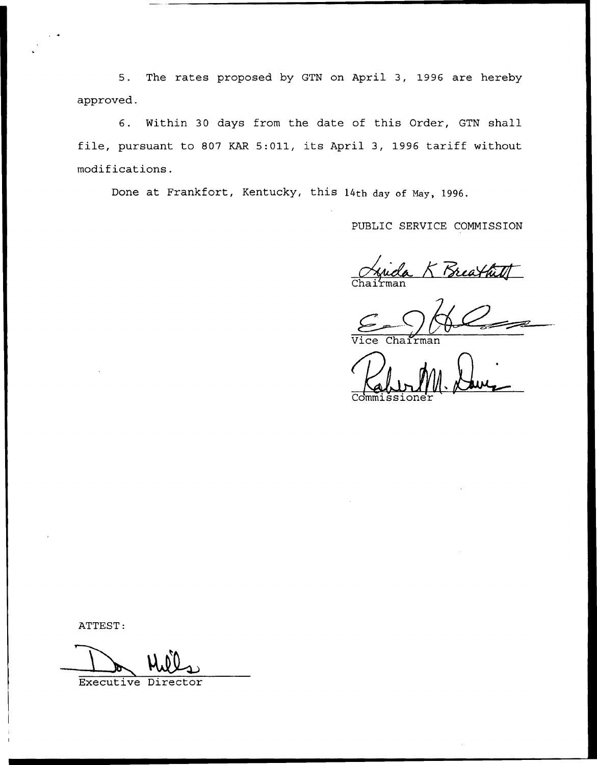5. The rates proposed by GTN on April 3, 1996 are hereby approved.

6. Within 30 days from the date of this Order, GTN shall file, pursuant to 807 KAR 5:011, its April 3, 1996 tariff without modifications.

Done at Frankfort, Kentucky, this 14th day of May, 1996.

PUBLIC SERVICE COMMISSION

Chairman

Vice Chairman

Commissioner

ATTEST:

Executive Director